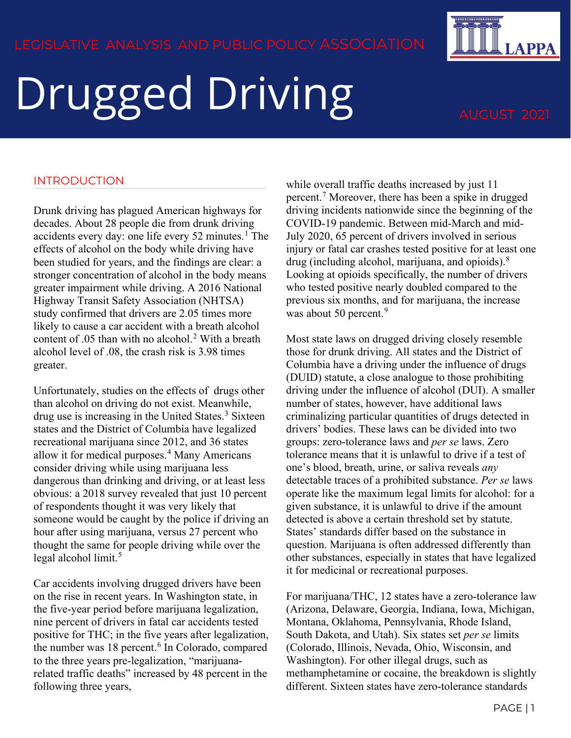LEGISLATIVE ANALYSIS AND PUBLIC POLICY ASSOCIATION

# Drugged Driving

AUGUST 2021

## INTRODUCTION

Drunk driving has plagued American highways for decades. About 28 people die from drunk driving accidents every day: one life every 52 minutes.[1] The effects of alcohol on the body while driving have been studied for years, and the findings are clear: a stronger concentration of alcohol in the body means greater impairment while driving. A 2016 National Highway Transit Safety Association (NHTSA) study confirmed that drivers are 2.05 times more likely to cause a car accident with a breath alcohol content of .05 than with no alcohol.[2] With a breath alcohol level of .08, the crash risk is 3.98 times greater.

Unfortunately, studies on the effects of drugs other than alcohol on driving do not exist. Meanwhile, drug use is increasing in the United States.[3] Sixteen states and the District of Columbia have legalized recreational marijuana since 2012, and 36 states allow it for medical purposes.[4] Many Americans consider driving while using marijuana less dangerous than drinking and driving, or at least less obvious: a 2018 survey revealed that just 10 percent of respondents thought it was very likely that someone would be caught by the police if driving an hour after using marijuana, versus 27 percent who thought the same for people driving while over the legal alcohol limit.[5]

Car accidents involving drugged drivers have been on the rise in recent years. In Washington state, in the five-year period before marijuana legalization, nine percent of drivers in fatal car accidents tested positive for THC; in the five years after legalization, the number was 18 percent.[6] In Colorado, compared to the three years pre-legalization, "marijuana-related traffic deaths" increased by 48 percent in the following three years, while overall traffic deaths increased by just 11 percent.[7] Moreover, there has been a spike in drugged driving incidents nationwide since the beginning of the COVID-19 pandemic. Between mid-March and mid-July 2020, 65 percent of drivers involved in serious injury or fatal car crashes tested positive for at least one drug (including alcohol, marijuana, and opioids).[8] Looking at opioids specifically, the number of drivers who tested positive nearly doubled compared to the previous six months, and for marijuana, the increase was about 50 percent.[9]

Most state laws on drugged driving closely resemble those for drunk driving. All states and the District of Columbia have a driving under the influence of drugs (DUID) statute, a close analogue to those prohibiting driving under the influence of alcohol (DUI). A smaller number of states, however, have additional laws criminalizing particular quantities of drugs detected in drivers' bodies. These laws can be divided into two groups: zero-tolerance laws and *per se* laws. Zero tolerance means that it is unlawful to drive if a test of one's blood, breath, urine, or saliva reveals *any* detectable traces of a prohibited substance. *Per se* laws operate like the maximum legal limits for alcohol: for a given substance, it is unlawful to drive if the amount detected is above a certain threshold set by statute. States' standards differ based on the substance in question. Marijuana is often addressed differently than other substances, especially in states that have legalized it for medicinal or recreational purposes.

For marijuana/THC, 12 states have a zero-tolerance law (Arizona, Delaware, Georgia, Indiana, Iowa, Michigan, Montana, Oklahoma, Pennsylvania, Rhode Island, South Dakota, and Utah). Six states set *per se* limits (Colorado, Illinois, Nevada, Ohio, Wisconsin, and Washington). For other illegal drugs, such as methamphetamine or cocaine, the breakdown is slightly different. Sixteen states have zero-tolerance standards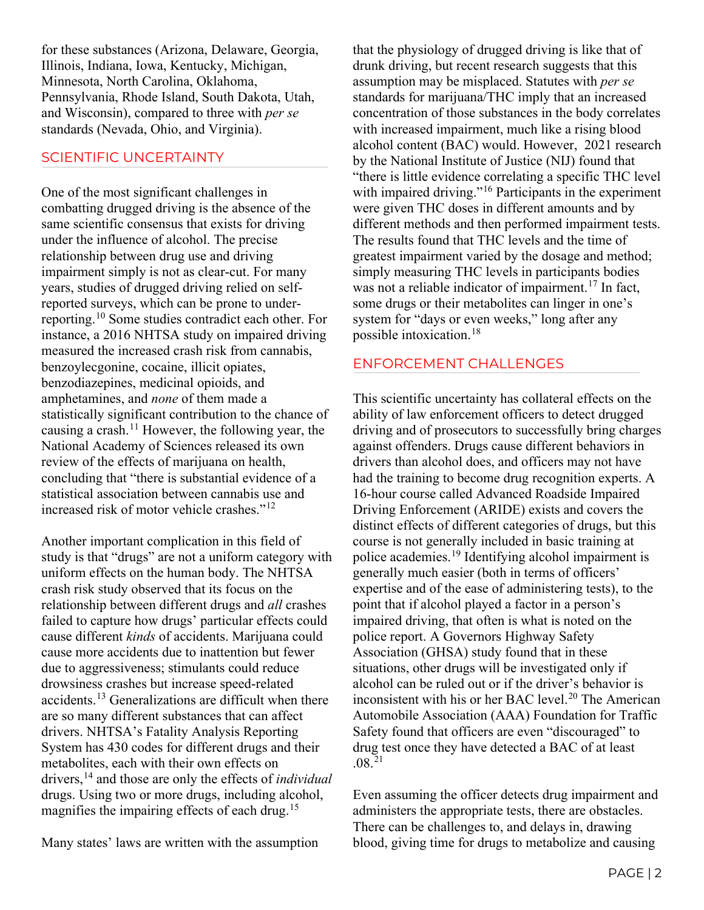for these substances (Arizona, Delaware, Georgia, Illinois, Indiana, Iowa, Kentucky, Michigan, Minnesota, North Carolina, Oklahoma, Pennsylvania, Rhode Island, South Dakota, Utah, and Wisconsin), compared to three with *per se* standards (Nevada, Ohio, and Virginia).

## SCIENTIFIC UNCERTAINTY

One of the most significant challenges in combatting drugged driving is the absence of the same scientific consensus that exists for driving under the influence of alcohol. The precise relationship between drug use and driving impairment simply is not as clear-cut. For many years, studies of drugged driving relied on self-reported surveys, which can be prone to under-reporting.[10] Some studies contradict each other. For instance, a 2016 NHTSA study on impaired driving measured the increased crash risk from cannabis, benzoylecgonine, cocaine, illicit opiates, benzodiazepines, medicinal opioids, and amphetamines, and *none* of them made a statistically significant contribution to the chance of causing a crash.[11] However, the following year, the National Academy of Sciences released its own review of the effects of marijuana on health, concluding that "there is substantial evidence of a statistical association between cannabis use and increased risk of motor vehicle crashes."[12]

Another important complication in this field of study is that "drugs" are not a uniform category with uniform effects on the human body. The NHTSA crash risk study observed that its focus on the relationship between different drugs and *all* crashes failed to capture how drugs' particular effects could cause different *kinds* of accidents. Marijuana could cause more accidents due to inattention but fewer due to aggressiveness; stimulants could reduce drowsiness crashes but increase speed-related accidents.[13] Generalizations are difficult when there are so many different substances that can affect drivers. NHTSA's Fatality Analysis Reporting System has 430 codes for different drugs and their metabolites, each with their own effects on drivers,[14] and those are only the effects of *individual* drugs. Using two or more drugs, including alcohol, magnifies the impairing effects of each drug.[15]

Many states' laws are written with the assumption that the physiology of drugged driving is like that of drunk driving, but recent research suggests that this assumption may be misplaced. Statutes with *per se* standards for marijuana/THC imply that an increased concentration of those substances in the body correlates with increased impairment, much like a rising blood alcohol content (BAC) would. However, 2021 research by the National Institute of Justice (NIJ) found that "there is little evidence correlating a specific THC level with impaired driving."[16] Participants in the experiment were given THC doses in different amounts and by different methods and then performed impairment tests. The results found that THC levels and the time of greatest impairment varied by the dosage and method; simply measuring THC levels in participants bodies was not a reliable indicator of impairment.[17] In fact, some drugs or their metabolites can linger in one's system for "days or even weeks," long after any possible intoxication.[18]

## ENFORCEMENT CHALLENGES

This scientific uncertainty has collateral effects on the ability of law enforcement officers to detect drugged driving and of prosecutors to successfully bring charges against offenders. Drugs cause different behaviors in drivers than alcohol does, and officers may not have had the training to become drug recognition experts. A 16-hour course called Advanced Roadside Impaired Driving Enforcement (ARIDE) exists and covers the distinct effects of different categories of drugs, but this course is not generally included in basic training at police academies.[19] Identifying alcohol impairment is generally much easier (both in terms of officers' expertise and of the ease of administering tests), to the point that if alcohol played a factor in a person's impaired driving, that often is what is noted on the police report. A Governors Highway Safety Association (GHSA) study found that in these situations, other drugs will be investigated only if alcohol can be ruled out or if the driver's behavior is inconsistent with his or her BAC level.[20] The American Automobile Association (AAA) Foundation for Traffic Safety found that officers are even "discouraged" to drug test once they have detected a BAC of at least .08.[21]

Even assuming the officer detects drug impairment and administers the appropriate tests, there are obstacles. There can be challenges to, and delays in, drawing blood, giving time for drugs to metabolize and causing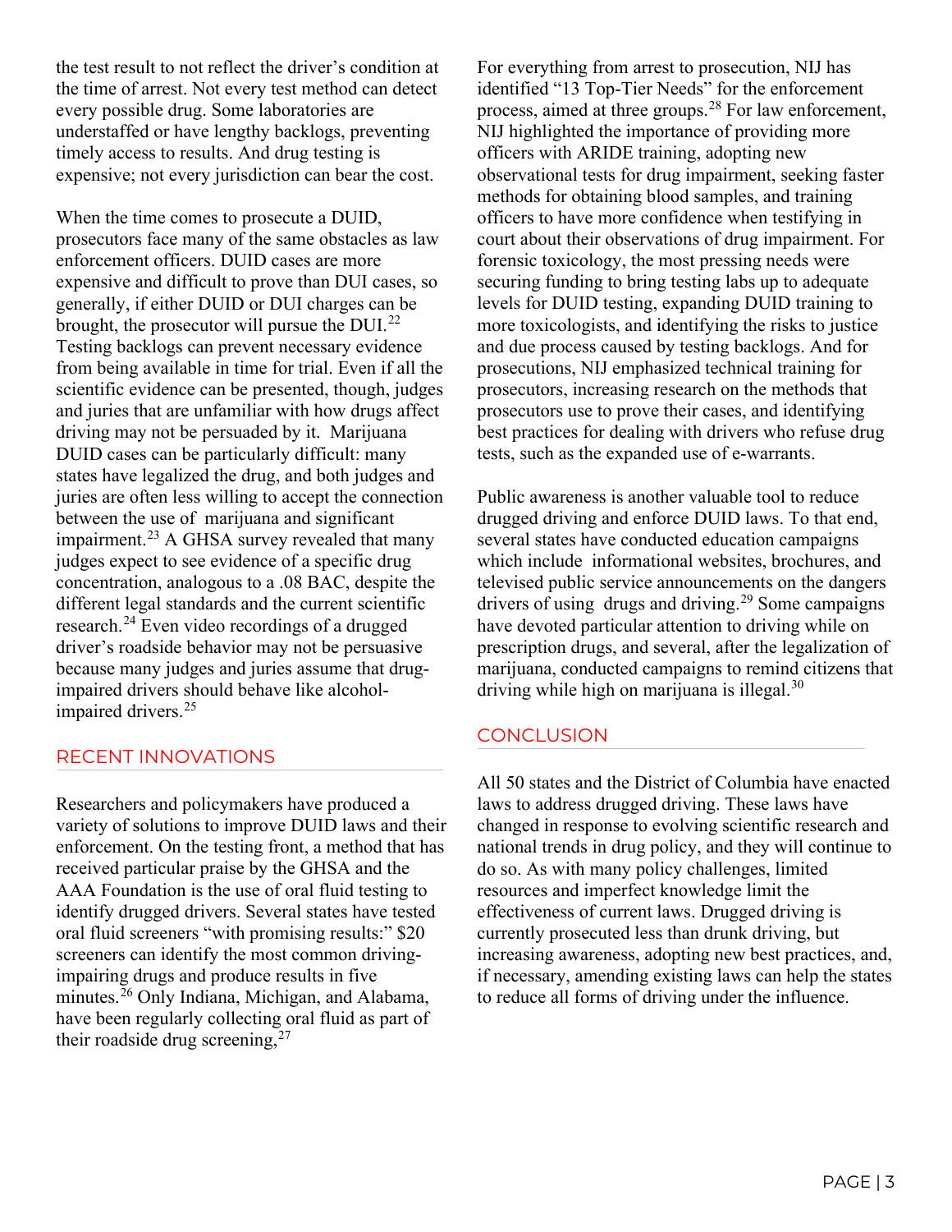the test result to not reflect the driver's condition at the time of arrest. Not every test method can detect every possible drug. Some laboratories are understaffed or have lengthy backlogs, preventing timely access to results. And drug testing is expensive; not every jurisdiction can bear the cost.

When the time comes to prosecute a DUID, prosecutors face many of the same obstacles as law enforcement officers. DUID cases are more expensive and difficult to prove than DUI cases, so generally, if either DUID or DUI charges can be brought, the prosecutor will pursue the DUI.[22] Testing backlogs can prevent necessary evidence from being available in time for trial. Even if all the scientific evidence can be presented, though, judges and juries that are unfamiliar with how drugs affect driving may not be persuaded by it. Marijuana DUID cases can be particularly difficult: many states have legalized the drug, and both judges and juries are often less willing to accept the connection between the use of marijuana and significant impairment.[23] A GHSA survey revealed that many judges expect to see evidence of a specific drug concentration, analogous to a .08 BAC, despite the different legal standards and the current scientific research.[24] Even video recordings of a drugged driver's roadside behavior may not be persuasive because many judges and juries assume that drug-impaired drivers should behave like alcohol-impaired drivers.[25]

## RECENT INNOVATIONS

Researchers and policymakers have produced a variety of solutions to improve DUID laws and their enforcement. On the testing front, a method that has received particular praise by the GHSA and the AAA Foundation is the use of oral fluid testing to identify drugged drivers. Several states have tested oral fluid screeners "with promising results:" $20 screeners can identify the most common driving-impairing drugs and produce results in five minutes.[26] Only Indiana, Michigan, and Alabama, have been regularly collecting oral fluid as part of their roadside drug screening,[27]

For everything from arrest to prosecution, NIJ has identified "13 Top-Tier Needs" for the enforcement process, aimed at three groups.[28] For law enforcement, NIJ highlighted the importance of providing more officers with ARIDE training, adopting new observational tests for drug impairment, seeking faster methods for obtaining blood samples, and training officers to have more confidence when testifying in court about their observations of drug impairment. For forensic toxicology, the most pressing needs were securing funding to bring testing labs up to adequate levels for DUID testing, expanding DUID training to more toxicologists, and identifying the risks to justice and due process caused by testing backlogs. And for prosecutions, NIJ emphasized technical training for prosecutors, increasing research on the methods that prosecutors use to prove their cases, and identifying best practices for dealing with drivers who refuse drug tests, such as the expanded use of e-warrants.

Public awareness is another valuable tool to reduce drugged driving and enforce DUID laws. To that end, several states have conducted education campaigns which include informational websites, brochures, and televised public service announcements on the dangers drivers of using drugs and driving.[29] Some campaigns have devoted particular attention to driving while on prescription drugs, and several, after the legalization of marijuana, conducted campaigns to remind citizens that driving while high on marijuana is illegal.[30]

## CONCLUSION

All 50 states and the District of Columbia have enacted laws to address drugged driving. These laws have changed in response to evolving scientific research and national trends in drug policy, and they will continue to do so. As with many policy challenges, limited resources and imperfect knowledge limit the effectiveness of current laws. Drugged driving is currently prosecuted less than drunk driving, but increasing awareness, adopting new best practices, and, if necessary, amending existing laws can help the states to reduce all forms of driving under the influence.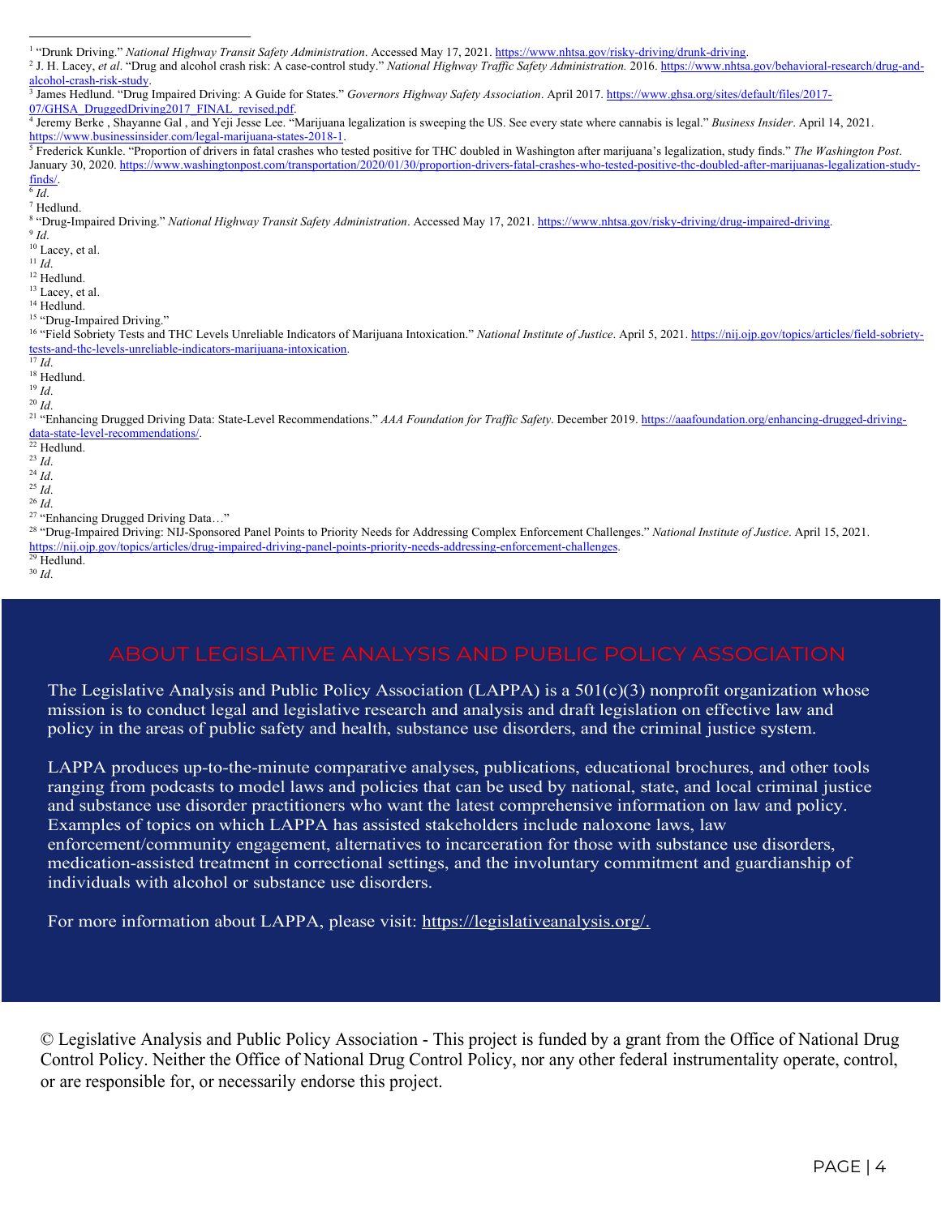[1] "Drunk Driving." *National Highway Transit Safety Administration*. Accessed May 17, 2021. https://www.nhtsa.gov/risky-driving/drunk-driving.

[2] J. H. Lacey, *et al*. "Drug and alcohol crash risk: A case-control study." *National Highway Traffic Safety Administration.* 2016. https://www.nhtsa.gov/behavioral-research/drug-and-alcohol-crash-risk-study.

[3] James Hedlund. "Drug Impaired Driving: A Guide for States." *Governors Highway Safety Association*. April 2017. https://www.ghsa.org/sites/default/files/2017-07/GHSA_DruggedDriving2017_FINAL_revised.pdf.

[4] Jeremy Berke , Shayanne Gal , and Yeji Jesse Lee. "Marijuana legalization is sweeping the US. See every state where cannabis is legal." *Business Insider*. April 14, 2021. https://www.businessinsider.com/legal-marijuana-states-2018-1.

[5] Frederick Kunkle. "Proportion of drivers in fatal crashes who tested positive for THC doubled in Washington after marijuana's legalization, study finds." *The Washington Post*. January 30, 2020. https://www.washingtonpost.com/transportation/2020/01/30/proportion-drivers-fatal-crashes-who-tested-positive-thc-doubled-after-marijuanas-legalization-study-finds/.

[6] *Id*.

[7] Hedlund.

[8] "Drug-Impaired Driving." *National Highway Transit Safety Administration*. Accessed May 17, 2021. https://www.nhtsa.gov/risky-driving/drug-impaired-driving.

[9] *Id*.

[10] Lacey, et al.

[11] *Id*.

[12] Hedlund.

[13] Lacey, et al.

[14] Hedlund.

[15] "Drug-Impaired Driving."

[16] "Field Sobriety Tests and THC Levels Unreliable Indicators of Marijuana Intoxication." *National Institute of Justice*. April 5, 2021. https://nij.ojp.gov/topics/articles/field-sobriety-tests-and-thc-levels-unreliable-indicators-marijuana-intoxication.

[17] *Id*.

[18] Hedlund.

[19] *Id*.

[20] *Id*.

[21] "Enhancing Drugged Driving Data: State-Level Recommendations." *AAA Foundation for Traffic Safety*. December 2019. https://aaafoundation.org/enhancing-drugged-driving-data-state-level-recommendations/.

[22] Hedlund.

[23] *Id*.

[24] *Id*.

[25] *Id*.

[26] *Id*.

[27] "Enhancing Drugged Driving Data…"

[28] "Drug-Impaired Driving: NIJ-Sponsored Panel Points to Priority Needs for Addressing Complex Enforcement Challenges." *National Institute of Justice*. April 15, 2021. https://nij.ojp.gov/topics/articles/drug-impaired-driving-panel-points-priority-needs-addressing-enforcement-challenges.

[29] Hedlund.

[30] *Id*.

## ABOUT LEGISLATIVE ANALYSIS AND PUBLIC POLICY ASSOCIATION

The Legislative Analysis and Public Policy Association (LAPPA) is a 501(c)(3) nonprofit organization whose mission is to conduct legal and legislative research and analysis and draft legislation on effective law and policy in the areas of public safety and health, substance use disorders, and the criminal justice system.

LAPPA produces up-to-the-minute comparative analyses, publications, educational brochures, and other tools ranging from podcasts to model laws and policies that can be used by national, state, and local criminal justice and substance use disorder practitioners who want the latest comprehensive information on law and policy. Examples of topics on which LAPPA has assisted stakeholders include naloxone laws, law enforcement/community engagement, alternatives to incarceration for those with substance use disorders, medication-assisted treatment in correctional settings, and the involuntary commitment and guardianship of individuals with alcohol or substance use disorders.

For more information about LAPPA, please visit: https://legislativeanalysis.org/.

© Legislative Analysis and Public Policy Association - This project is funded by a grant from the Office of National Drug Control Policy. Neither the Office of National Drug Control Policy, nor any other federal instrumentality operate, control, or are responsible for, or necessarily endorse this project.